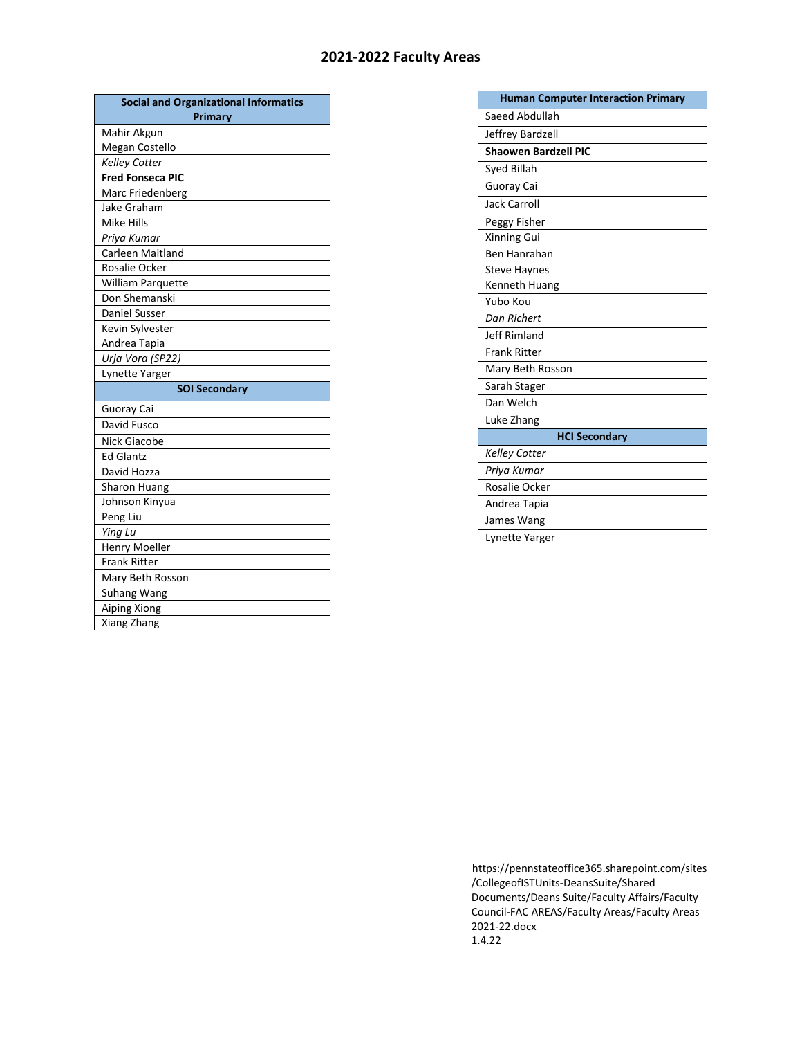# 2021-2022 Faculty Areas

| Social and Organizational Informatics Primary |
|---|
| Mahir Akgun |
| Megan Costello |
| *Kelley Cotter* |
| **Fred Fonseca PIC** |
| Marc Friedenberg |
| Jake Graham |
| Mike Hills |
| *Priya Kumar* |
| Carleen Maitland |
| Rosalie Ocker |
| William Parquette |
| Don Shemanski |
| Daniel Susser |
| Kevin Sylvester |
| Andrea Tapia |
| *Urja Vora (SP22)* |
| Lynette Yarger |
| **SOI Secondary** |
| Guoray Cai |
| David Fusco |
| Nick Giacobe |
| Ed Glantz |
| David Hozza |
| Sharon Huang |
| Johnson Kinyua |
| Peng Liu |
| *Ying Lu* |
| Henry Moeller |
| Frank Ritter |
| Mary Beth Rosson |
| Suhang Wang |
| Aiping Xiong |
| Xiang Zhang |

| Human Computer Interaction Primary |
|---|
| Saeed Abdullah |
| Jeffrey Bardzell |
| **Shaowen Bardzell PIC** |
| Syed Billah |
| Guoray Cai |
| Jack Carroll |
| Peggy Fisher |
| Xinning Gui |
| Ben Hanrahan |
| Steve Haynes |
| Kenneth Huang |
| Yubo Kou |
| *Dan Richert* |
| Jeff Rimland |
| Frank Ritter |
| Mary Beth Rosson |
| Sarah Stager |
| Dan Welch |
| Luke Zhang |
| **HCI Secondary** |
| *Kelley Cotter* |
| *Priya Kumar* |
| Rosalie Ocker |
| Andrea Tapia |
| James Wang |
| Lynette Yarger |

https://pennstateoffice365.sharepoint.com/sites/CollegeofISTUnits-DeansSuite/Shared Documents/Deans Suite/Faculty Affairs/Faculty Council-FAC AREAS/Faculty Areas/Faculty Areas 2021-22.docx
1.4.22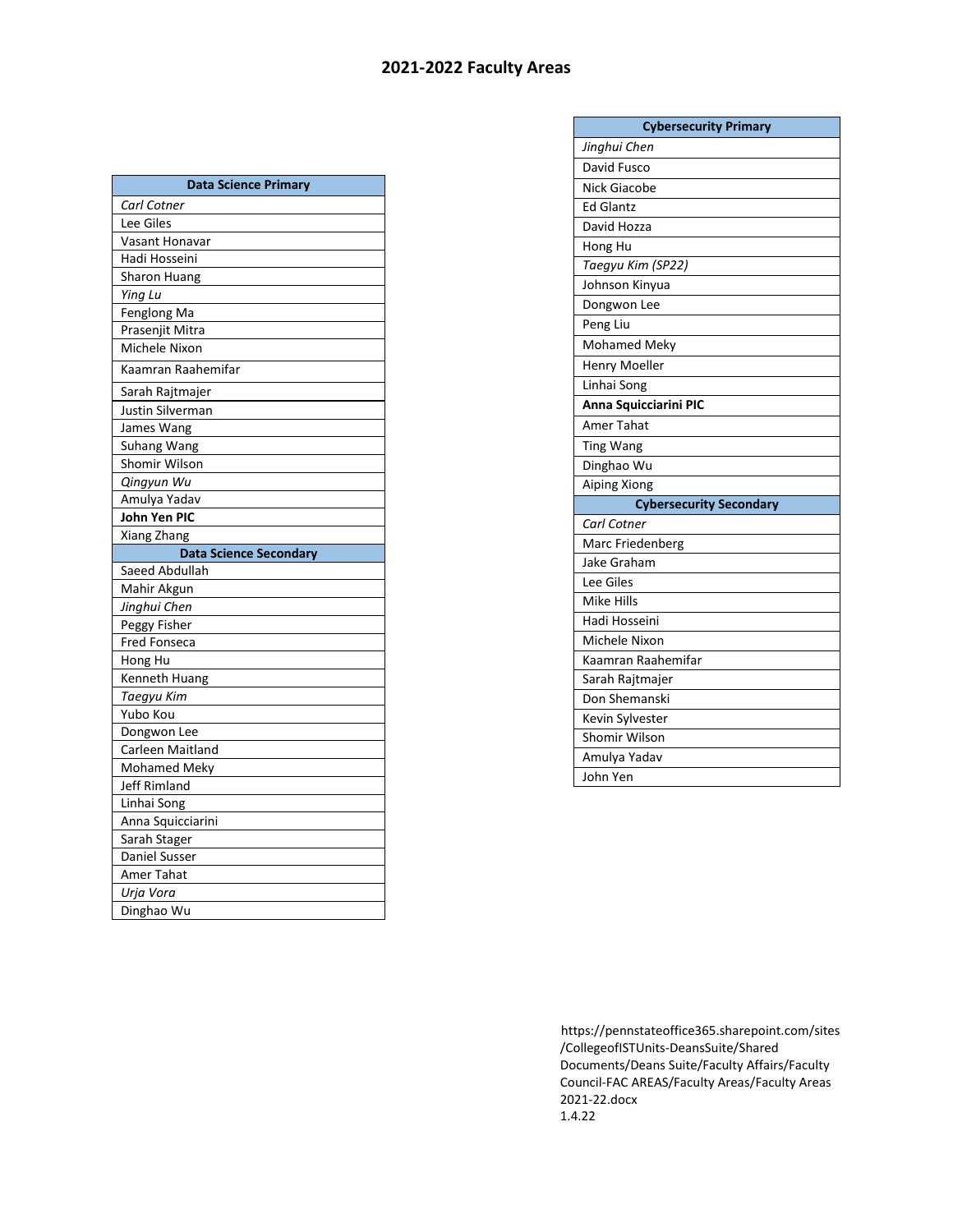# 2021-2022 Faculty Areas

| Data Science Primary |
|---|
| *Carl Cotner* |
| Lee Giles |
| Vasant Honavar |
| Hadi Hosseini |
| Sharon Huang |
| *Ying Lu* |
| Fenglong Ma |
| Prasenjit Mitra |
| Michele Nixon |
| Kaamran Raahemifar |
| Sarah Rajtmajer |
| Justin Silverman |
| James Wang |
| Suhang Wang |
| Shomir Wilson |
| *Qingyun Wu* |
| Amulya Yadav |
| **John Yen PIC** |
| Xiang Zhang |
| **Data Science Secondary** |
| Saeed Abdullah |
| Mahir Akgun |
| *Jinghui Chen* |
| Peggy Fisher |
| Fred Fonseca |
| Hong Hu |
| Kenneth Huang |
| *Taegyu Kim* |
| Yubo Kou |
| Dongwon Lee |
| Carleen Maitland |
| Mohamed Meky |
| Jeff Rimland |
| Linhai Song |
| Anna Squicciarini |
| Sarah Stager |
| Daniel Susser |
| Amer Tahat |
| *Urja Vora* |
| Dinghao Wu |

| Cybersecurity Primary |
|---|
| *Jinghui Chen* |
| David Fusco |
| Nick Giacobe |
| Ed Glantz |
| David Hozza |
| Hong Hu |
| *Taegyu Kim (SP22)* |
| Johnson Kinyua |
| Dongwon Lee |
| Peng Liu |
| Mohamed Meky |
| Henry Moeller |
| Linhai Song |
| **Anna Squicciarini PIC** |
| Amer Tahat |
| Ting Wang |
| Dinghao Wu |
| Aiping Xiong |
| **Cybersecurity Secondary** |
| *Carl Cotner* |
| Marc Friedenberg |
| Jake Graham |
| Lee Giles |
| Mike Hills |
| Hadi Hosseini |
| Michele Nixon |
| Kaamran Raahemifar |
| Sarah Rajtmajer |
| Don Shemanski |
| Kevin Sylvester |
| Shomir Wilson |
| Amulya Yadav |
| John Yen |

https://pennstateoffice365.sharepoint.com/sites/CollegeofISTUnits-DeansSuite/Shared Documents/Deans Suite/Faculty Affairs/Faculty Council-FAC AREAS/Faculty Areas/Faculty Areas 2021-22.docx
1.4.22